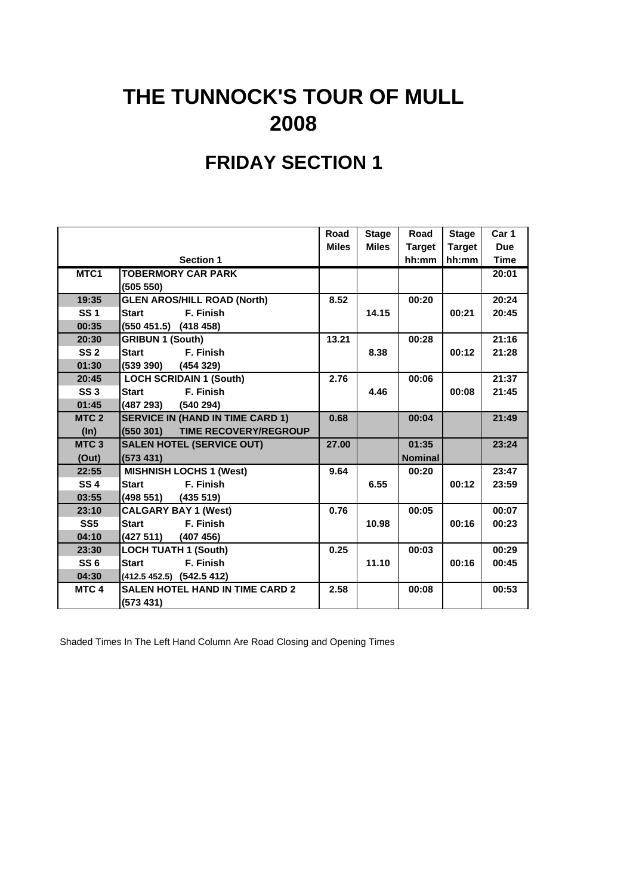# THE TUNNOCK'S TOUR OF MULL 2008

## FRIDAY SECTION 1

| | Section 1 | Road Miles | Stage Miles | Road Target hh:mm | Stage Target hh:mm | Car 1 Due Time |
|---|---|---|---|---|---|---|
| MTC1 | TOBERMORY CAR PARK | | | | | 20:01 |
| | (505 550) | | | | | |
| 19:35 | GLEN AROS/HILL ROAD (North) | 8.52 | | 00:20 | | 20:24 |
| SS 1 | Start F. Finish | | 14.15 | | 00:21 | 20:45 |
| 00:35 | (550 451.5) (418 458) | | | | | |
| 20:30 | GRIBUN 1 (South) | 13.21 | | 00:28 | | 21:16 |
| SS 2 | Start F. Finish | | 8.38 | | 00:12 | 21:28 |
| 01:30 | (539 390) (454 329) | | | | | |
| 20:45 | LOCH SCRIDAIN 1 (South) | 2.76 | | 00:06 | | 21:37 |
| SS 3 | Start F. Finish | | 4.46 | | 00:08 | 21:45 |
| 01:45 | (487 293) (540 294) | | | | | |
| MTC 2 | SERVICE IN (HAND IN TIME CARD 1) | 0.68 | | 00:04 | | 21:49 |
| (In) | (550 301) TIME RECOVERY/REGROUP | | | | | |
| MTC 3 | SALEN HOTEL (SERVICE OUT) | 27.00 | | 01:35 | | 23:24 |
| (Out) | (573 431) | | | Nominal | | |
| 22:55 | MISHNISH LOCHS 1 (West) | 9.64 | | 00:20 | | 23:47 |
| SS 4 | Start F. Finish | | 6.55 | | 00:12 | 23:59 |
| 03:55 | (498 551) (435 519) | | | | | |
| 23:10 | CALGARY BAY 1 (West) | 0.76 | | 00:05 | | 00:07 |
| SS5 | Start F. Finish | | 10.98 | | 00:16 | 00:23 |
| 04:10 | (427 511) (407 456) | | | | | |
| 23:30 | LOCH TUATH 1 (South) | 0.25 | | 00:03 | | 00:29 |
| SS 6 | Start F. Finish | | 11.10 | | 00:16 | 00:45 |
| 04:30 | (412.5 452.5) (542.5 412) | | | | | |
| MTC 4 | SALEN HOTEL HAND IN TIME CARD 2 | 2.58 | | 00:08 | | 00:53 |
| | (573 431) | | | | | |

Shaded Times In The Left Hand Column Are Road Closing and Opening Times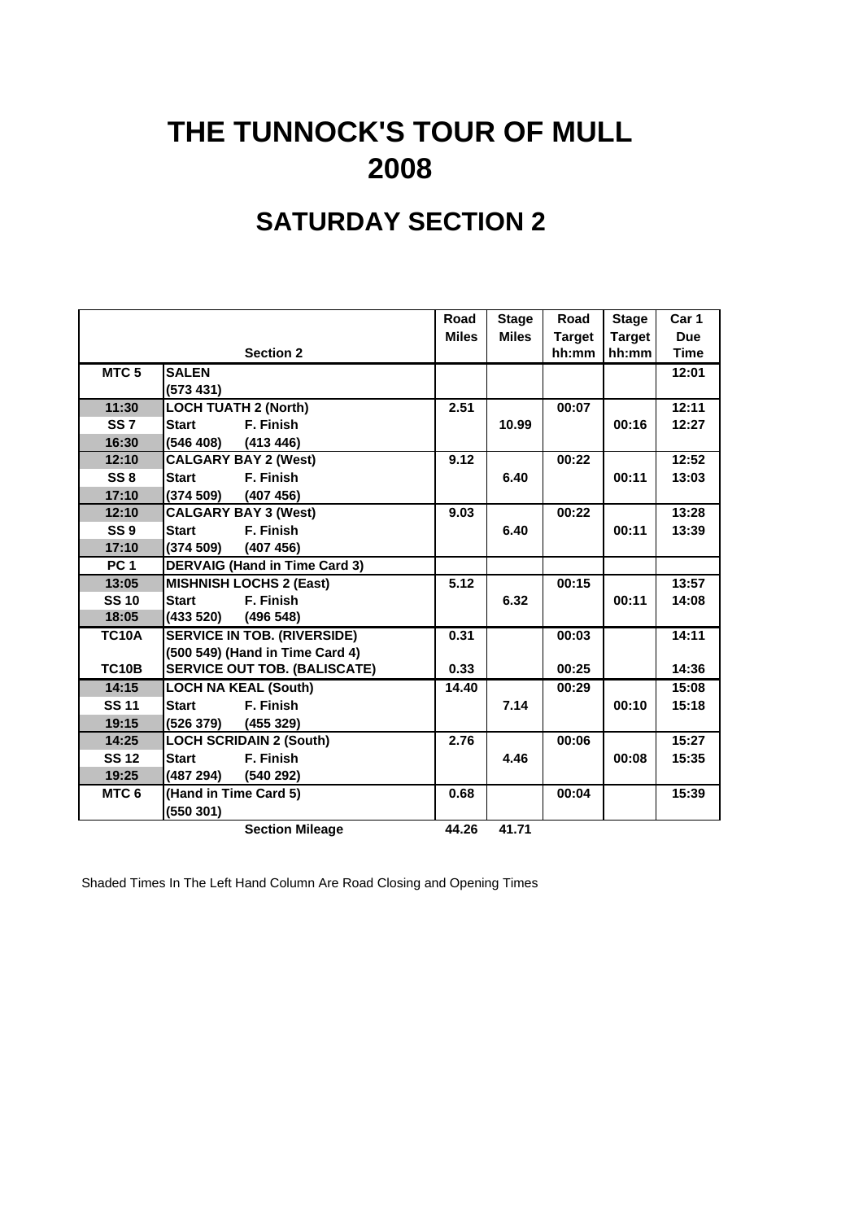# THE TUNNOCK'S TOUR OF MULL 2008

## SATURDAY SECTION 2

| | Section 2 | Road Miles | Stage Miles | Road Target hh:mm | Stage Target hh:mm | Car 1 Due Time |
|---|---|---|---|---|---|---|
| MTC 5 | SALEN | | | | | 12:01 |
| | (573 431) | | | | | |
| 11:30 | LOCH TUATH 2 (North) | 2.51 | | 00:07 | | 12:11 |
| SS 7 | Start F. Finish | | 10.99 | | 00:16 | 12:27 |
| 16:30 | (546 408) (413 446) | | | | | |
| 12:10 | CALGARY BAY 2 (West) | 9.12 | | 00:22 | | 12:52 |
| SS 8 | Start F. Finish | | 6.40 | | 00:11 | 13:03 |
| 17:10 | (374 509) (407 456) | | | | | |
| 12:10 | CALGARY BAY 3 (West) | 9.03 | | 00:22 | | 13:28 |
| SS 9 | Start F. Finish | | 6.40 | | 00:11 | 13:39 |
| 17:10 | (374 509) (407 456) | | | | | |
| PC 1 | DERVAIG (Hand in Time Card 3) | | | | | |
| 13:05 | MISHNISH LOCHS 2 (East) | 5.12 | | 00:15 | | 13:57 |
| SS 10 | Start F. Finish | | 6.32 | | 00:11 | 14:08 |
| 18:05 | (433 520) (496 548) | | | | | |
| TC10A | SERVICE IN TOB. (RIVERSIDE) | 0.31 | | 00:03 | | 14:11 |
| | (500 549) (Hand in Time Card 4) | | | | | |
| TC10B | SERVICE OUT TOB. (BALISCATE) | 0.33 | | 00:25 | | 14:36 |
| 14:15 | LOCH NA KEAL (South) | 14.40 | | 00:29 | | 15:08 |
| SS 11 | Start F. Finish | | 7.14 | | 00:10 | 15:18 |
| 19:15 | (526 379) (455 329) | | | | | |
| 14:25 | LOCH SCRIDAIN 2 (South) | 2.76 | | 00:06 | | 15:27 |
| SS 12 | Start F. Finish | | 4.46 | | 00:08 | 15:35 |
| 19:25 | (487 294) (540 292) | | | | | |
| MTC 6 | (Hand in Time Card 5) | 0.68 | | 00:04 | | 15:39 |
| | (550 301) | | | | | |
| | Section Mileage | 44.26 | 41.71 | | | |

Shaded Times In The Left Hand Column Are Road Closing and Opening Times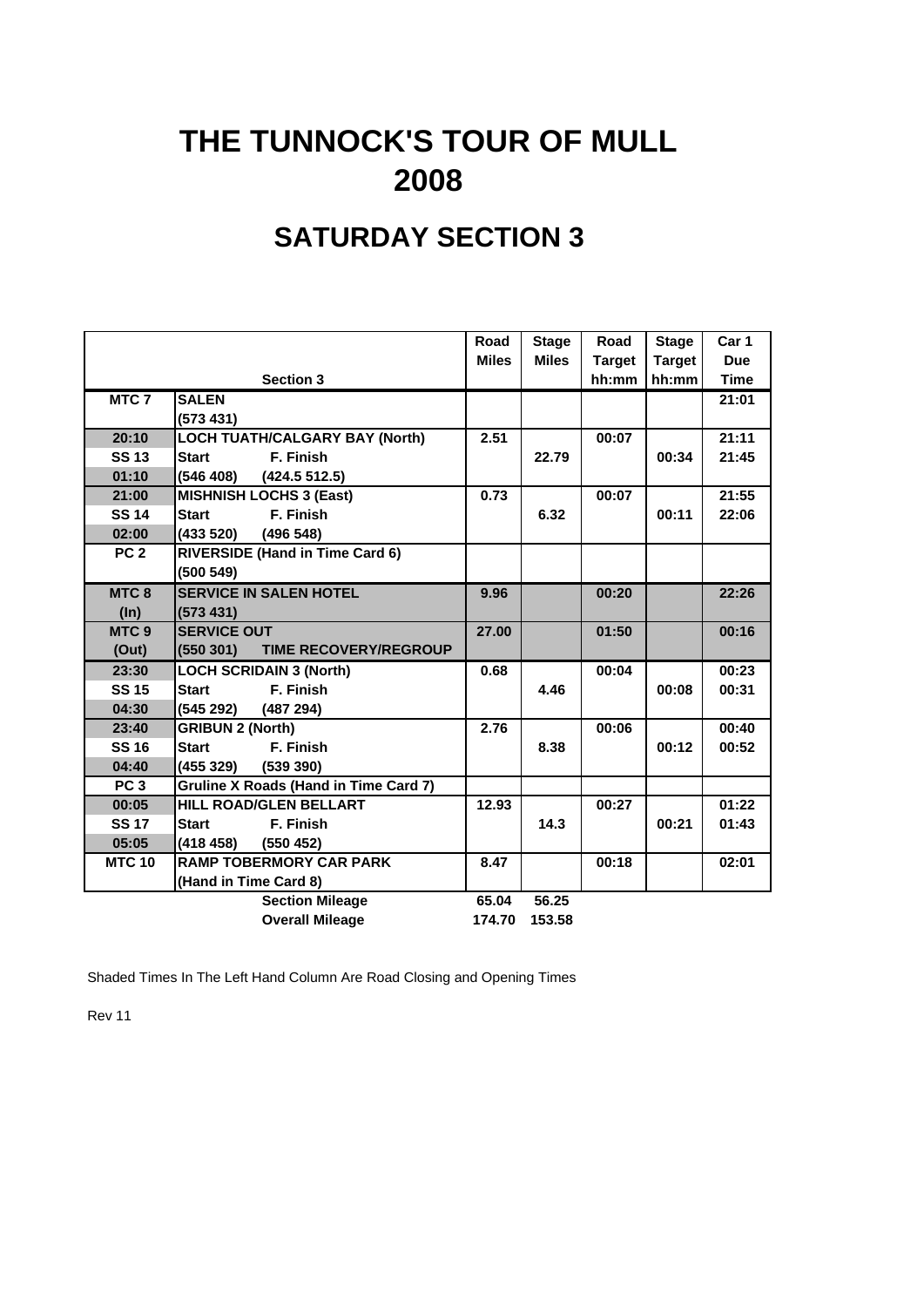# THE TUNNOCK'S TOUR OF MULL 2008

## SATURDAY SECTION 3

| | Section 3 | Road Miles | Stage Miles | Road Target hh:mm | Stage Target hh:mm | Car 1 Due Time |
|---|---|---|---|---|---|---|
| MTC 7 | SALEN | | | | | 21:01 |
| | (573 431) | | | | | |
| 20:10 | LOCH TUATH/CALGARY BAY (North) | 2.51 | | 00:07 | | 21:11 |
| SS 13 | Start F. Finish | | 22.79 | | 00:34 | 21:45 |
| 01:10 | (546 408) (424.5 512.5) | | | | | |
| 21:00 | MISHNISH LOCHS 3 (East) | 0.73 | | 00:07 | | 21:55 |
| SS 14 | Start F. Finish | | 6.32 | | 00:11 | 22:06 |
| 02:00 | (433 520) (496 548) | | | | | |
| PC 2 | RIVERSIDE (Hand in Time Card 6) | | | | | |
| | (500 549) | | | | | |
| MTC 8 (In) | SERVICE IN SALEN HOTEL (573 431) | 9.96 | | 00:20 | | 22:26 |
| MTC 9 (Out) | SERVICE OUT (550 301) TIME RECOVERY/REGROUP | 27.00 | | 01:50 | | 00:16 |
| 23:30 | LOCH SCRIDAIN 3 (North) | 0.68 | | 00:04 | | 00:23 |
| SS 15 | Start F. Finish | | 4.46 | | 00:08 | 00:31 |
| 04:30 | (545 292) (487 294) | | | | | |
| 23:40 | GRIBUN 2 (North) | 2.76 | | 00:06 | | 00:40 |
| SS 16 | Start F. Finish | | 8.38 | | 00:12 | 00:52 |
| 04:40 | (455 329) (539 390) | | | | | |
| PC 3 | Gruline X Roads (Hand in Time Card 7) | | | | | |
| 00:05 | HILL ROAD/GLEN BELLART | 12.93 | | 00:27 | | 01:22 |
| SS 17 | Start F. Finish | | 14.3 | | 00:21 | 01:43 |
| 05:05 | (418 458) (550 452) | | | | | |
| MTC 10 | RAMP TOBERMORY CAR PARK | 8.47 | | 00:18 | | 02:01 |
| | (Hand in Time Card 8) | | | | | |
| | Section Mileage | 65.04 | 56.25 | | | |
| | Overall Mileage | 174.70 | 153.58 | | | |

Shaded Times In The Left Hand Column Are Road Closing and Opening Times

Rev 11